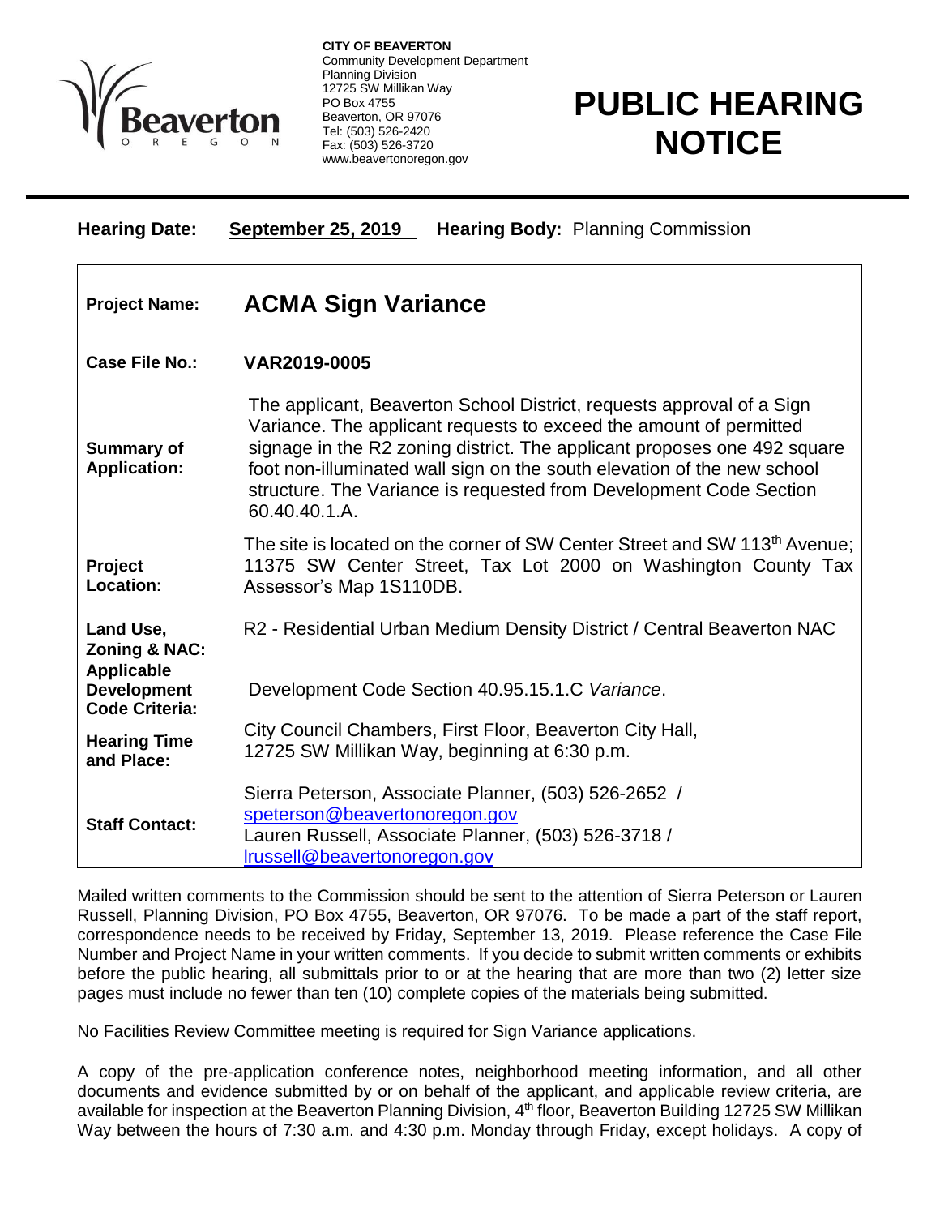**CITY OF BEAVERTON**
Community Development Department
Planning Division
12725 SW Millikan Way
PO Box 4755
Beaverton, OR 97076
Tel: (503) 526-2420
Fax: (503) 526-3720
www.beavertonoregon.gov

# PUBLIC HEARING NOTICE

**Hearing Date:** September 25, 2019 **Hearing Body:** Planning Commission

| | |
|---|---|
| **Project Name:** | **ACMA Sign Variance** |
| **Case File No.:** | **VAR2019-0005** |
| **Summary of Application:** | The applicant, Beaverton School District, requests approval of a Sign Variance. The applicant requests to exceed the amount of permitted signage in the R2 zoning district. The applicant proposes one 492 square foot non-illuminated wall sign on the south elevation of the new school structure. The Variance is requested from Development Code Section 60.40.40.1.A. |
| **Project Location:** | The site is located on the corner of SW Center Street and SW 113th Avenue; 11375 SW Center Street, Tax Lot 2000 on Washington County Tax Assessor's Map 1S110DB. |
| **Land Use, Zoning & NAC:** | R2 - Residential Urban Medium Density District / Central Beaverton NAC |
| **Applicable Development Code Criteria:** | Development Code Section 40.95.15.1.C *Variance*. |
| **Hearing Time and Place:** | City Council Chambers, First Floor, Beaverton City Hall, 12725 SW Millikan Way, beginning at 6:30 p.m. |
| **Staff Contact:** | Sierra Peterson, Associate Planner, (503) 526-2652 / speterson@beavertonoregon.gov<br>Lauren Russell, Associate Planner, (503) 526-3718 / lrussell@beavertonoregon.gov |

Mailed written comments to the Commission should be sent to the attention of Sierra Peterson or Lauren Russell, Planning Division, PO Box 4755, Beaverton, OR 97076. To be made a part of the staff report, correspondence needs to be received by Friday, September 13, 2019. Please reference the Case File Number and Project Name in your written comments. If you decide to submit written comments or exhibits before the public hearing, all submittals prior to or at the hearing that are more than two (2) letter size pages must include no fewer than ten (10) complete copies of the materials being submitted.

No Facilities Review Committee meeting is required for Sign Variance applications.

A copy of the pre-application conference notes, neighborhood meeting information, and all other documents and evidence submitted by or on behalf of the applicant, and applicable review criteria, are available for inspection at the Beaverton Planning Division, 4th floor, Beaverton Building 12725 SW Millikan Way between the hours of 7:30 a.m. and 4:30 p.m. Monday through Friday, except holidays. A copy of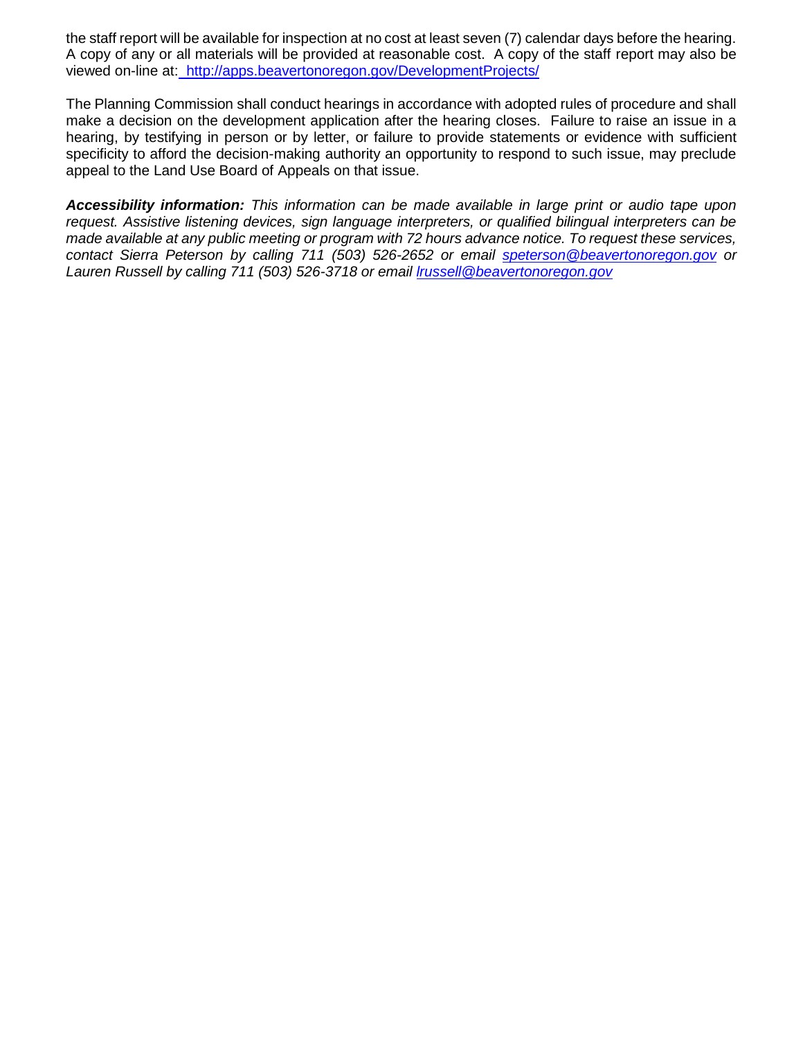the staff report will be available for inspection at no cost at least seven (7) calendar days before the hearing. A copy of any or all materials will be provided at reasonable cost. A copy of the staff report may also be viewed on-line at: http://apps.beavertonoregon.gov/DevelopmentProjects/

The Planning Commission shall conduct hearings in accordance with adopted rules of procedure and shall make a decision on the development application after the hearing closes. Failure to raise an issue in a hearing, by testifying in person or by letter, or failure to provide statements or evidence with sufficient specificity to afford the decision-making authority an opportunity to respond to such issue, may preclude appeal to the Land Use Board of Appeals on that issue.

***Accessibility information:*** *This information can be made available in large print or audio tape upon request. Assistive listening devices, sign language interpreters, or qualified bilingual interpreters can be made available at any public meeting or program with 72 hours advance notice. To request these services, contact Sierra Peterson by calling 711 (503) 526-2652 or email speterson@beavertonoregon.gov or Lauren Russell by calling 711 (503) 526-3718 or email lrussell@beavertonoregon.gov*